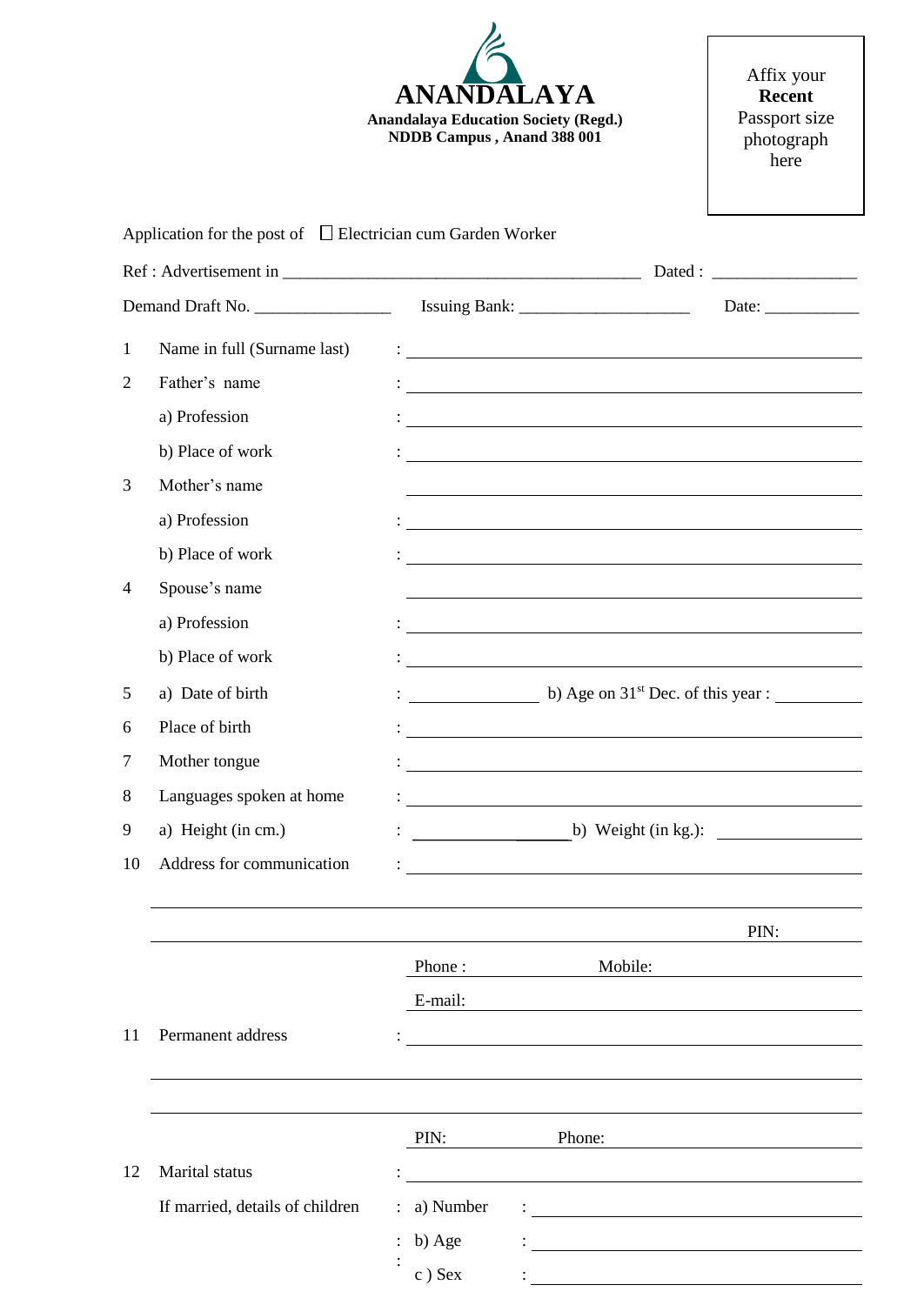# ANANDALAYA

**Anandalaya Education Society (Regd.)**
**NDDB Campus , Anand 388 001**

Affix your **Recent** Passport size photograph here

Application for the post of ☐ Electrician cum Garden Worker

Ref : Advertisement in ________________________________________ Dated : ________________

Demand Draft No. ________________ Issuing Bank: ____________________ Date: ___________

1. Name in full (Surname last) : ____________________
2. Father's name : ____________________
   - a) Profession : ____________________
   - b) Place of work : ____________________
3. Mother's name ____________________
   - a) Profession : ____________________
   - b) Place of work : ____________________
4. Spouse's name ____________________
   - a) Profession : ____________________
   - b) Place of work : ____________________
5. a) Date of birth : ______________ b) Age on 31st Dec. of this year : __________
6. Place of birth : ____________________
7. Mother tongue : ____________________
8. Languages spoken at home : ____________________
9. a) Height (in cm.) : ______________ b) Weight (in kg.): ______________
10. Address for communication : ____________________

    ____________________

    ____________________ PIN: __________

    Phone : __________ Mobile: __________

    E-mail: ____________________
11. Permanent address : ____________________

    ____________________

    ____________________

    PIN: __________ Phone: __________
12. Marital status : ____________________

    If married, details of children :
    - a) Number : ____________________
    - b) Age : ____________________
    - c ) Sex : ____________________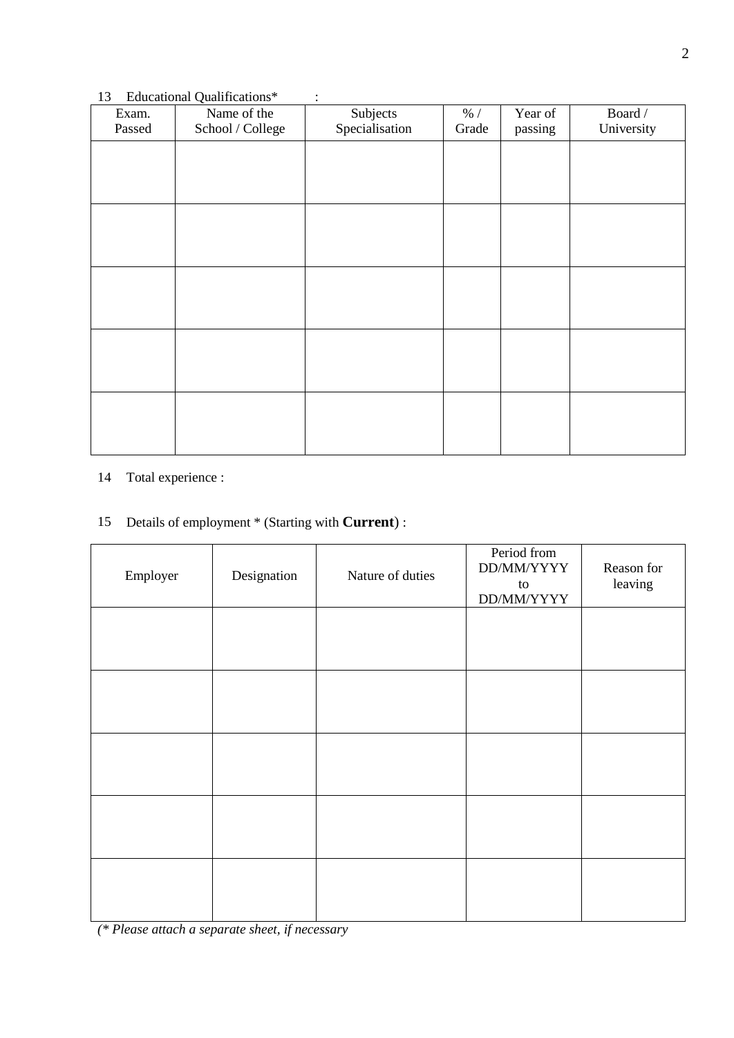13 Educational Qualifications* :

| Exam. Passed | Name of the School / College | Subjects Specialisation | % / Grade | Year of passing | Board / University |
|---|---|---|---|---|---|
| | | | | | |
| | | | | | |
| | | | | | |
| | | | | | |
| | | | | | |

14 Total experience :

15 Details of employment * (Starting with **Current**) :

| Employer | Designation | Nature of duties | Period from DD/MM/YYYY to DD/MM/YYYY | Reason for leaving |
|---|---|---|---|---|
| | | | | |
| | | | | |
| | | | | |
| | | | | |
| | | | | |

*(* Please attach a separate sheet, if necessary*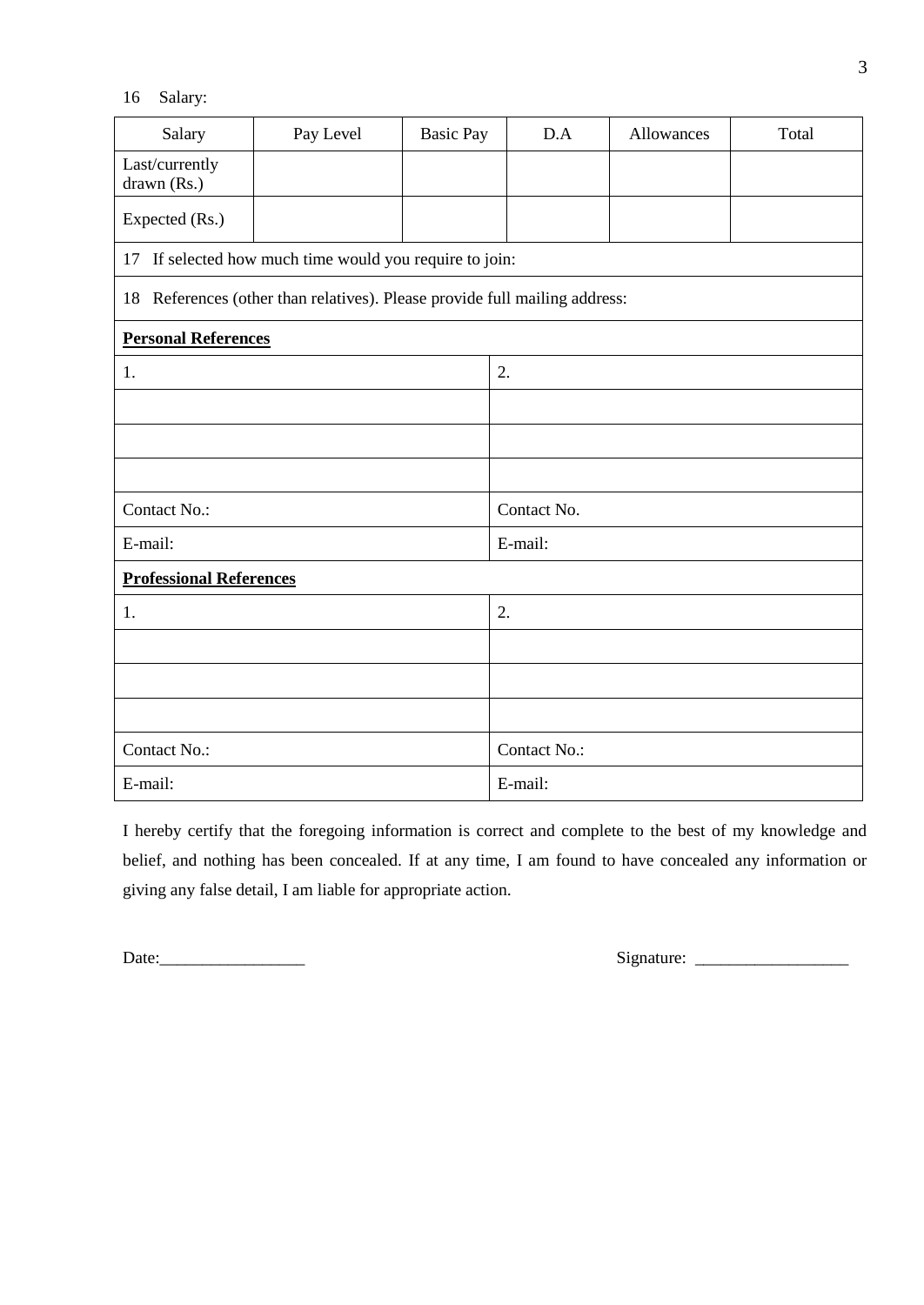16 Salary:

| Salary | Pay Level | Basic Pay | D.A | Allowances | Total |
|---|---|---|---|---|---|
| Last/currently drawn (Rs.) | | | | | |
| Expected (Rs.) | | | | | |

17 If selected how much time would you require to join:

18 References (other than relatives). Please provide full mailing address:

| | |
|---|---|
| **Personal References** | |
| 1. | 2. |
| | |
| | |
| | |
| Contact No.: | Contact No. |
| E-mail: | E-mail: |
| **Professional References** | |
| 1. | 2. |
| | |
| | |
| | |
| Contact No.: | Contact No.: |
| E-mail: | E-mail: |

I hereby certify that the foregoing information is correct and complete to the best of my knowledge and belief, and nothing has been concealed. If at any time, I am found to have concealed any information or giving any false detail, I am liable for appropriate action.

Date:_________________ Signature: __________________